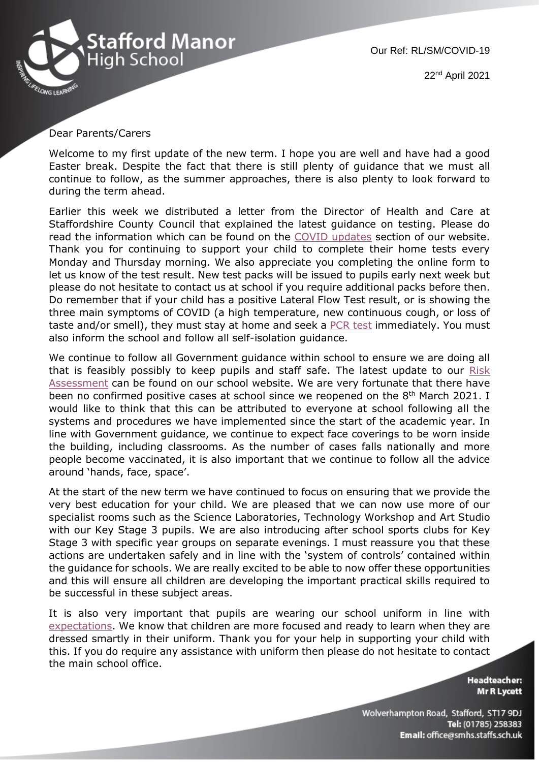Our Ref: RL/SM/COVID-19

22nd April 2021

Dear Parents/Carers

Welcome to my first update of the new term. I hope you are well and have had a good Easter break. Despite the fact that there is still plenty of guidance that we must all continue to follow, as the summer approaches, there is also plenty to look forward to during the term ahead.

Earlier this week we distributed a letter from the Director of Health and Care at Staffordshire County Council that explained the latest guidance on testing. Please do read the information which can be found on the COVID updates section of our website. Thank you for continuing to support your child to complete their home tests every Monday and Thursday morning. We also appreciate you completing the online form to let us know of the test result. New test packs will be issued to pupils early next week but please do not hesitate to contact us at school if you require additional packs before then. Do remember that if your child has a positive Lateral Flow Test result, or is showing the three main symptoms of COVID (a high temperature, new continuous cough, or loss of taste and/or smell), they must stay at home and seek a PCR test immediately. You must also inform the school and follow all self-isolation guidance.

We continue to follow all Government guidance within school to ensure we are doing all that is feasibly possibly to keep pupils and staff safe. The latest update to our Risk Assessment can be found on our school website. We are very fortunate that there have been no confirmed positive cases at school since we reopened on the 8th March 2021. I would like to think that this can be attributed to everyone at school following all the systems and procedures we have implemented since the start of the academic year. In line with Government guidance, we continue to expect face coverings to be worn inside the building, including classrooms. As the number of cases falls nationally and more people become vaccinated, it is also important that we continue to follow all the advice around 'hands, face, space'.

At the start of the new term we have continued to focus on ensuring that we provide the very best education for your child. We are pleased that we can now use more of our specialist rooms such as the Science Laboratories, Technology Workshop and Art Studio with our Key Stage 3 pupils. We are also introducing after school sports clubs for Key Stage 3 with specific year groups on separate evenings. I must reassure you that these actions are undertaken safely and in line with the 'system of controls' contained within the guidance for schools. We are really excited to be able to now offer these opportunities and this will ensure all children are developing the important practical skills required to be successful in these subject areas.

It is also very important that pupils are wearing our school uniform in line with expectations. We know that children are more focused and ready to learn when they are dressed smartly in their uniform. Thank you for your help in supporting your child with this. If you do require any assistance with uniform then please do not hesitate to contact the main school office.

**Headteacher:**
**Mr R Lycett**

Wolverhampton Road, Stafford, ST17 9DJ
**Tel:** (01785) 258383
**Email:** office@smhs.staffs.sch.uk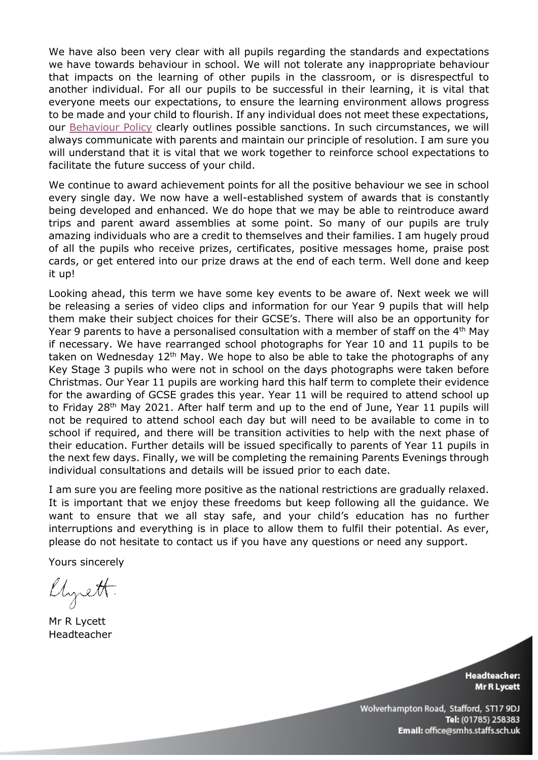We have also been very clear with all pupils regarding the standards and expectations we have towards behaviour in school. We will not tolerate any inappropriate behaviour that impacts on the learning of other pupils in the classroom, or is disrespectful to another individual. For all our pupils to be successful in their learning, it is vital that everyone meets our expectations, to ensure the learning environment allows progress to be made and your child to flourish. If any individual does not meet these expectations, our Behaviour Policy clearly outlines possible sanctions. In such circumstances, we will always communicate with parents and maintain our principle of resolution. I am sure you will understand that it is vital that we work together to reinforce school expectations to facilitate the future success of your child.

We continue to award achievement points for all the positive behaviour we see in school every single day. We now have a well-established system of awards that is constantly being developed and enhanced. We do hope that we may be able to reintroduce award trips and parent award assemblies at some point. So many of our pupils are truly amazing individuals who are a credit to themselves and their families. I am hugely proud of all the pupils who receive prizes, certificates, positive messages home, praise post cards, or get entered into our prize draws at the end of each term. Well done and keep it up!

Looking ahead, this term we have some key events to be aware of. Next week we will be releasing a series of video clips and information for our Year 9 pupils that will help them make their subject choices for their GCSE's. There will also be an opportunity for Year 9 parents to have a personalised consultation with a member of staff on the 4th May if necessary. We have rearranged school photographs for Year 10 and 11 pupils to be taken on Wednesday 12th May. We hope to also be able to take the photographs of any Key Stage 3 pupils who were not in school on the days photographs were taken before Christmas. Our Year 11 pupils are working hard this half term to complete their evidence for the awarding of GCSE grades this year. Year 11 will be required to attend school up to Friday 28th May 2021. After half term and up to the end of June, Year 11 pupils will not be required to attend school each day but will need to be available to come in to school if required, and there will be transition activities to help with the next phase of their education. Further details will be issued specifically to parents of Year 11 pupils in the next few days. Finally, we will be completing the remaining Parents Evenings through individual consultations and details will be issued prior to each date.

I am sure you are feeling more positive as the national restrictions are gradually relaxed. It is important that we enjoy these freedoms but keep following all the guidance. We want to ensure that we all stay safe, and your child's education has no further interruptions and everything is in place to allow them to fulfil their potential. As ever, please do not hesitate to contact us if you have any questions or need any support.

Yours sincerely

Mr R Lycett
Headteacher

**Headteacher:**
**Mr R Lycett**

Wolverhampton Road, Stafford, ST17 9DJ
**Tel:** (01785) 258383
**Email:** office@smhs.staffs.sch.uk